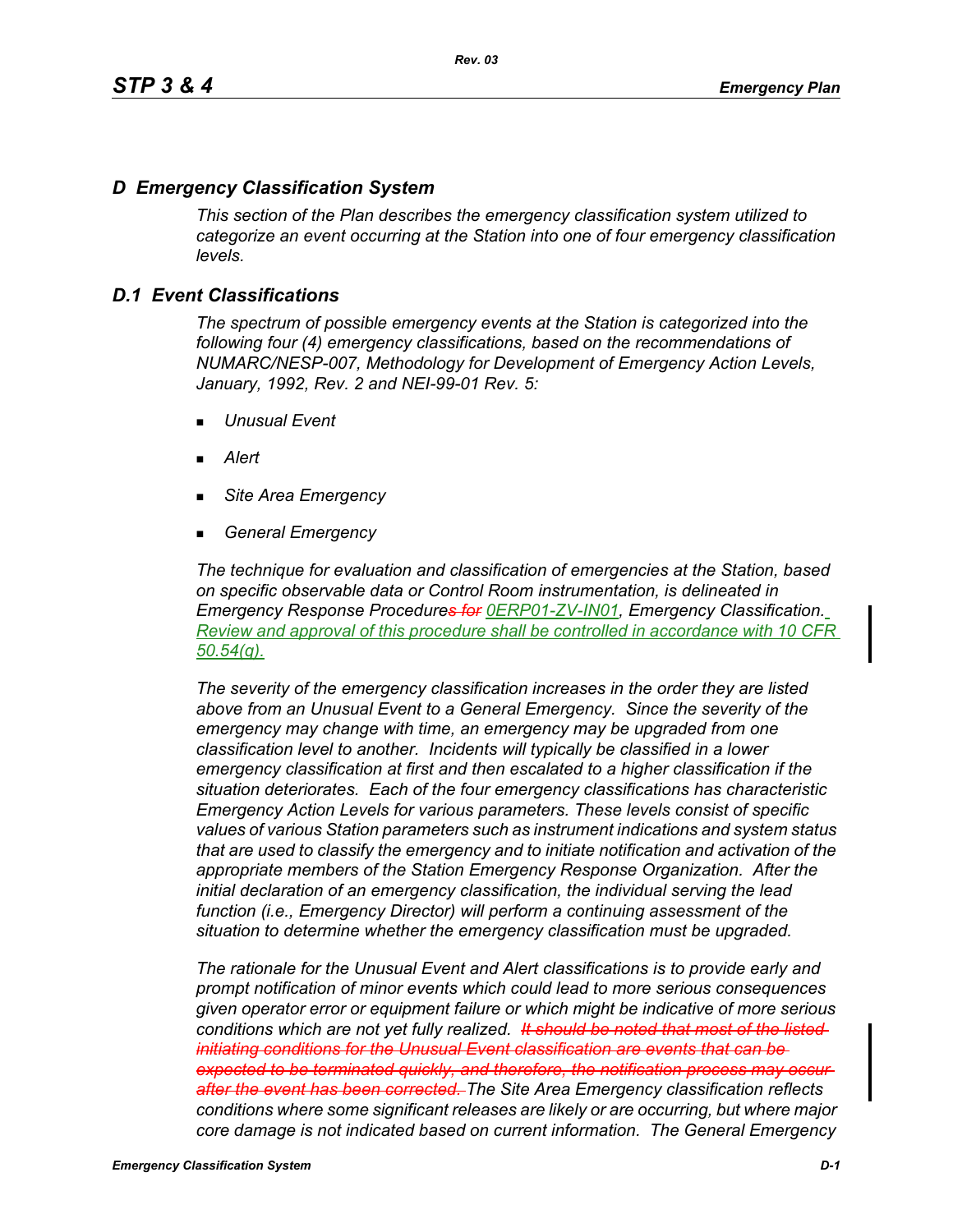## D Emergency Classification System

This section of the Plan describes the emergency classification system utilized to categorize an event occurring at the Station into one of four emergency classification levels.

### D.1 Event Classifications

The spectrum of possible emergency events at the Station is categorized into the following four (4) emergency classifications, based on the recommendations of NUMARC/NESP-007, Methodology for Development of Emergency Action Levels, January, 1992, Rev. 2 and NEI-99-01 Rev. 5:

- Unusual Event
- Alert
- Site Area Emergency
- General Emergency

The technique for evaluation and classification of emergencies at the Station, based on specific observable data or Control Room instrumentation, is delineated in Emergency Response Procedure~~s for~~ 0ERP01-ZV-IN01, Emergency Classification. Review and approval of this procedure shall be controlled in accordance with 10 CFR 50.54(q).

The severity of the emergency classification increases in the order they are listed above from an Unusual Event to a General Emergency. Since the severity of the emergency may change with time, an emergency may be upgraded from one classification level to another. Incidents will typically be classified in a lower emergency classification at first and then escalated to a higher classification if the situation deteriorates. Each of the four emergency classifications has characteristic Emergency Action Levels for various parameters. These levels consist of specific values of various Station parameters such as instrument indications and system status that are used to classify the emergency and to initiate notification and activation of the appropriate members of the Station Emergency Response Organization. After the initial declaration of an emergency classification, the individual serving the lead function (i.e., Emergency Director) will perform a continuing assessment of the situation to determine whether the emergency classification must be upgraded.

The rationale for the Unusual Event and Alert classifications is to provide early and prompt notification of minor events which could lead to more serious consequences given operator error or equipment failure or which might be indicative of more serious conditions which are not yet fully realized. ~~It should be noted that most of the listed initiating conditions for the Unusual Event classification are events that can be expected to be terminated quickly, and therefore, the notification process may occur after the event has been corrected.~~ The Site Area Emergency classification reflects conditions where some significant releases are likely or are occurring, but where major core damage is not indicated based on current information. The General Emergency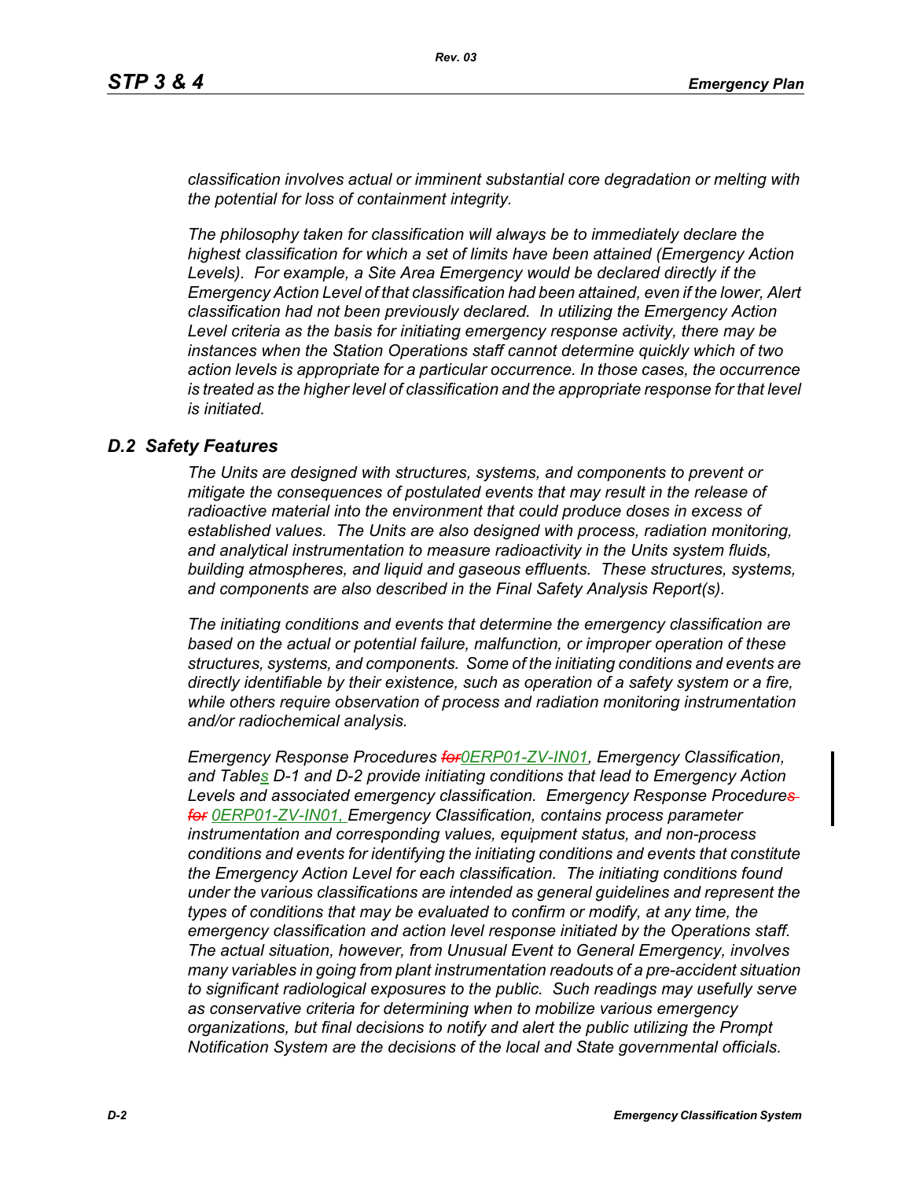*classification involves actual or imminent substantial core degradation or melting with the potential for loss of containment integrity.*

*The philosophy taken for classification will always be to immediately declare the highest classification for which a set of limits have been attained (Emergency Action Levels). For example, a Site Area Emergency would be declared directly if the Emergency Action Level of that classification had been attained, even if the lower, Alert classification had not been previously declared. In utilizing the Emergency Action Level criteria as the basis for initiating emergency response activity, there may be instances when the Station Operations staff cannot determine quickly which of two action levels is appropriate for a particular occurrence. In those cases, the occurrence is treated as the higher level of classification and the appropriate response for that level is initiated.*

## *D.2 Safety Features*

*The Units are designed with structures, systems, and components to prevent or mitigate the consequences of postulated events that may result in the release of radioactive material into the environment that could produce doses in excess of established values. The Units are also designed with process, radiation monitoring, and analytical instrumentation to measure radioactivity in the Units system fluids, building atmospheres, and liquid and gaseous effluents. These structures, systems, and components are also described in the Final Safety Analysis Report(s).*

*The initiating conditions and events that determine the emergency classification are based on the actual or potential failure, malfunction, or improper operation of these structures, systems, and components. Some of the initiating conditions and events are directly identifiable by their existence, such as operation of a safety system or a fire, while others require observation of process and radiation monitoring instrumentation and/or radiochemical analysis.*

*Emergency Response Procedures ~~for~~0ERP01-ZV-IN01, Emergency Classification, and Tables D-1 and D-2 provide initiating conditions that lead to Emergency Action Levels and associated emergency classification. Emergency Response Procedure~~s for~~ 0ERP01-ZV-IN01, Emergency Classification, contains process parameter instrumentation and corresponding values, equipment status, and non-process conditions and events for identifying the initiating conditions and events that constitute the Emergency Action Level for each classification. The initiating conditions found under the various classifications are intended as general guidelines and represent the types of conditions that may be evaluated to confirm or modify, at any time, the emergency classification and action level response initiated by the Operations staff. The actual situation, however, from Unusual Event to General Emergency, involves many variables in going from plant instrumentation readouts of a pre-accident situation to significant radiological exposures to the public. Such readings may usefully serve as conservative criteria for determining when to mobilize various emergency organizations, but final decisions to notify and alert the public utilizing the Prompt Notification System are the decisions of the local and State governmental officials.*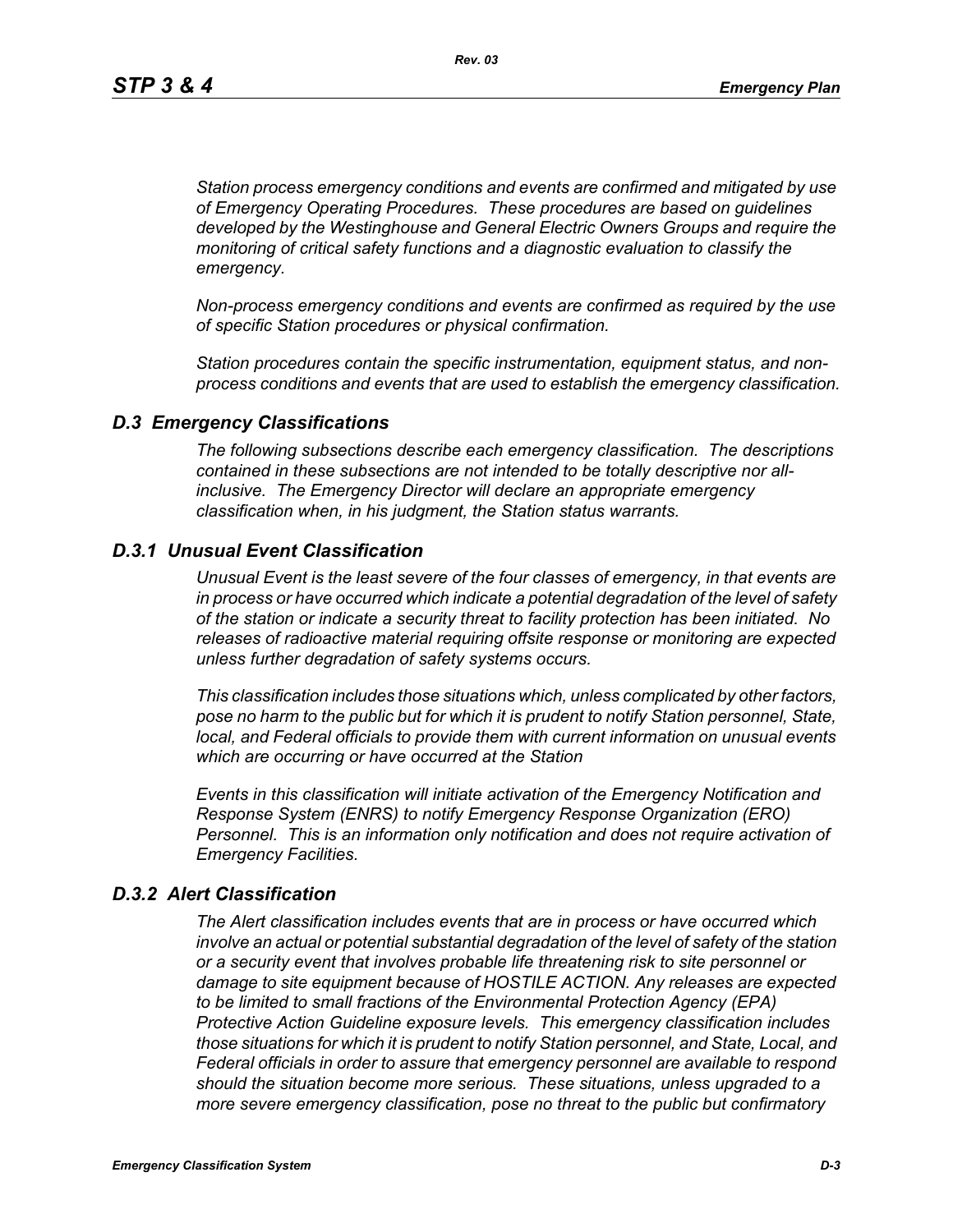*Station process emergency conditions and events are confirmed and mitigated by use of Emergency Operating Procedures. These procedures are based on guidelines developed by the Westinghouse and General Electric Owners Groups and require the monitoring of critical safety functions and a diagnostic evaluation to classify the emergency.*

*Non-process emergency conditions and events are confirmed as required by the use of specific Station procedures or physical confirmation.*

*Station procedures contain the specific instrumentation, equipment status, and non-process conditions and events that are used to establish the emergency classification.*

## *D.3 Emergency Classifications*

*The following subsections describe each emergency classification. The descriptions contained in these subsections are not intended to be totally descriptive nor all-inclusive. The Emergency Director will declare an appropriate emergency classification when, in his judgment, the Station status warrants.*

### *D.3.1 Unusual Event Classification*

*Unusual Event is the least severe of the four classes of emergency, in that events are in process or have occurred which indicate a potential degradation of the level of safety of the station or indicate a security threat to facility protection has been initiated. No releases of radioactive material requiring offsite response or monitoring are expected unless further degradation of safety systems occurs.*

*This classification includes those situations which, unless complicated by other factors, pose no harm to the public but for which it is prudent to notify Station personnel, State, local, and Federal officials to provide them with current information on unusual events which are occurring or have occurred at the Station*

*Events in this classification will initiate activation of the Emergency Notification and Response System (ENRS) to notify Emergency Response Organization (ERO) Personnel. This is an information only notification and does not require activation of Emergency Facilities.*

### *D.3.2 Alert Classification*

*The Alert classification includes events that are in process or have occurred which involve an actual or potential substantial degradation of the level of safety of the station or a security event that involves probable life threatening risk to site personnel or damage to site equipment because of HOSTILE ACTION. Any releases are expected to be limited to small fractions of the Environmental Protection Agency (EPA) Protective Action Guideline exposure levels. This emergency classification includes those situations for which it is prudent to notify Station personnel, and State, Local, and Federal officials in order to assure that emergency personnel are available to respond should the situation become more serious. These situations, unless upgraded to a more severe emergency classification, pose no threat to the public but confirmatory*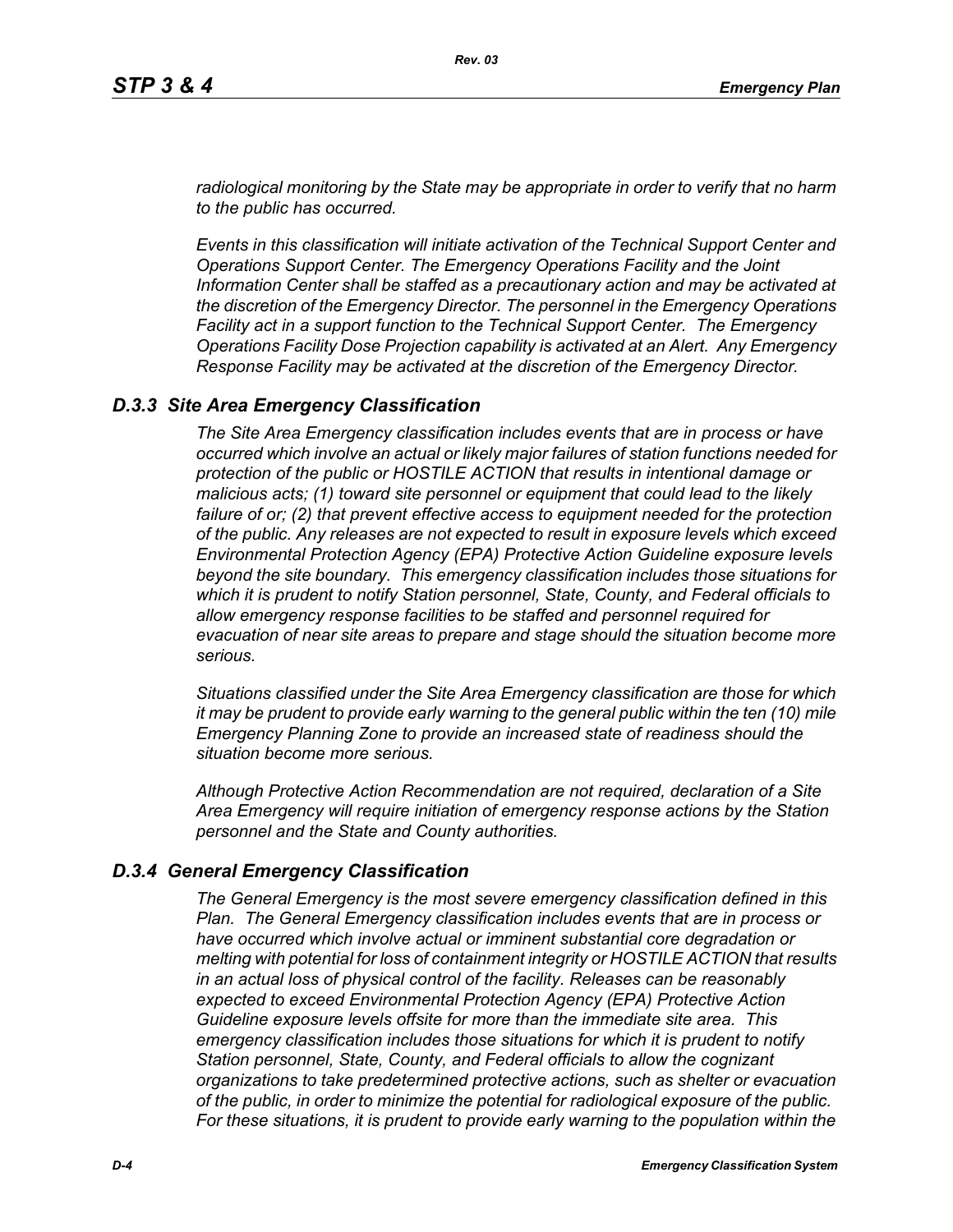*radiological monitoring by the State may be appropriate in order to verify that no harm to the public has occurred.*

*Events in this classification will initiate activation of the Technical Support Center and Operations Support Center. The Emergency Operations Facility and the Joint Information Center shall be staffed as a precautionary action and may be activated at the discretion of the Emergency Director. The personnel in the Emergency Operations Facility act in a support function to the Technical Support Center. The Emergency Operations Facility Dose Projection capability is activated at an Alert. Any Emergency Response Facility may be activated at the discretion of the Emergency Director.*

### *D.3.3 Site Area Emergency Classification*

*The Site Area Emergency classification includes events that are in process or have occurred which involve an actual or likely major failures of station functions needed for protection of the public or HOSTILE ACTION that results in intentional damage or malicious acts; (1) toward site personnel or equipment that could lead to the likely failure of or; (2) that prevent effective access to equipment needed for the protection of the public. Any releases are not expected to result in exposure levels which exceed Environmental Protection Agency (EPA) Protective Action Guideline exposure levels beyond the site boundary. This emergency classification includes those situations for which it is prudent to notify Station personnel, State, County, and Federal officials to allow emergency response facilities to be staffed and personnel required for evacuation of near site areas to prepare and stage should the situation become more serious.*

*Situations classified under the Site Area Emergency classification are those for which it may be prudent to provide early warning to the general public within the ten (10) mile Emergency Planning Zone to provide an increased state of readiness should the situation become more serious.*

*Although Protective Action Recommendation are not required, declaration of a Site Area Emergency will require initiation of emergency response actions by the Station personnel and the State and County authorities.*

### *D.3.4 General Emergency Classification*

*The General Emergency is the most severe emergency classification defined in this Plan. The General Emergency classification includes events that are in process or have occurred which involve actual or imminent substantial core degradation or melting with potential for loss of containment integrity or HOSTILE ACTION that results in an actual loss of physical control of the facility. Releases can be reasonably expected to exceed Environmental Protection Agency (EPA) Protective Action Guideline exposure levels offsite for more than the immediate site area. This emergency classification includes those situations for which it is prudent to notify Station personnel, State, County, and Federal officials to allow the cognizant organizations to take predetermined protective actions, such as shelter or evacuation of the public, in order to minimize the potential for radiological exposure of the public. For these situations, it is prudent to provide early warning to the population within the*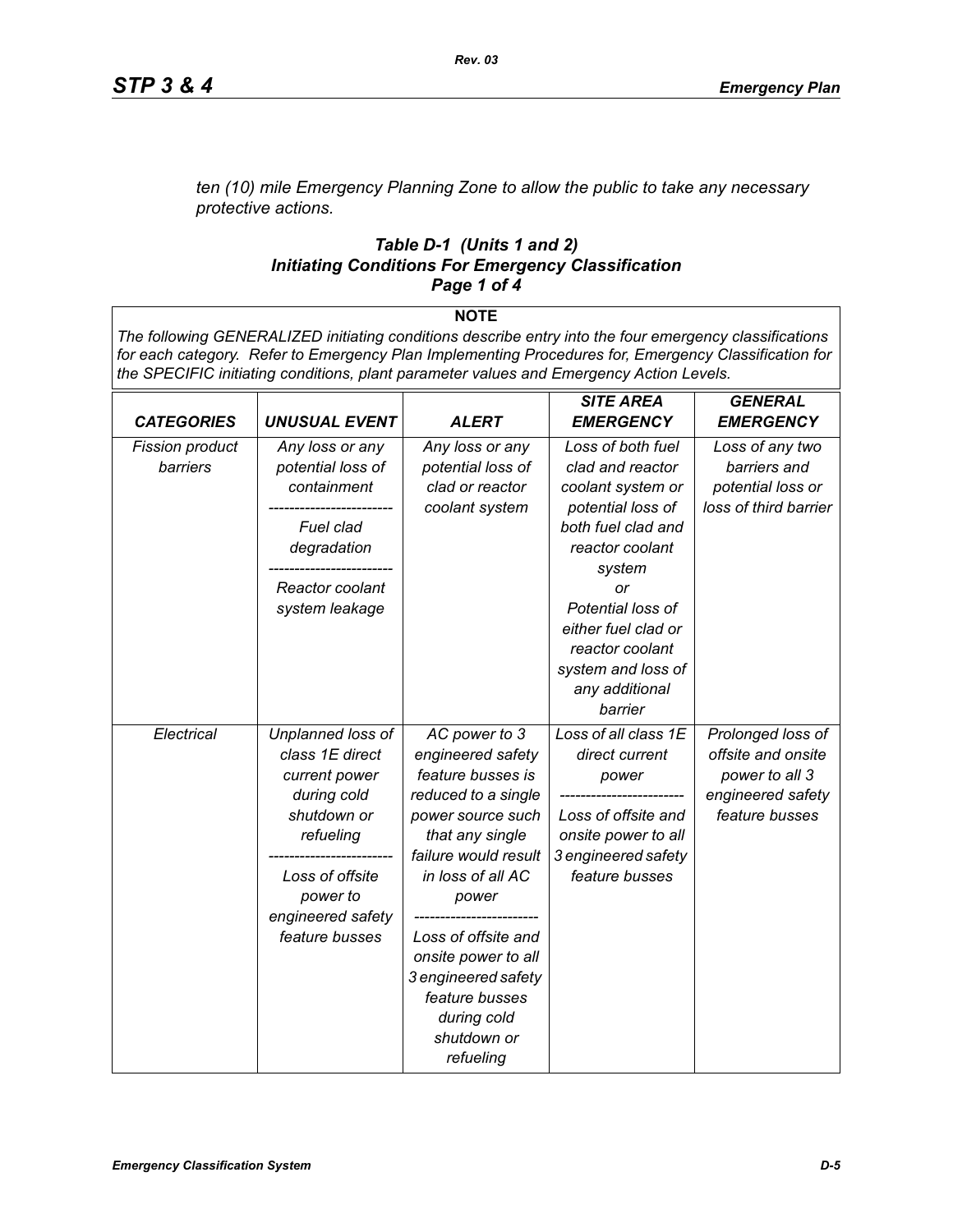*ten (10) mile Emergency Planning Zone to allow the public to take any necessary protective actions.*

### *Table D-1 (Units 1 and 2)*
### *Initiating Conditions For Emergency Classification*
### *Page 1 of 4*

**NOTE**

*The following GENERALIZED initiating conditions describe entry into the four emergency classifications for each category. Refer to Emergency Plan Implementing Procedures for, Emergency Classification for the SPECIFIC initiating conditions, plant parameter values and Emergency Action Levels.*

| *CATEGORIES* | *UNUSUAL EVENT* | *ALERT* | *SITE AREA EMERGENCY* | *GENERAL EMERGENCY* |
|---|---|---|---|---|
| *Fission product barriers* | *Any loss or any potential loss of containment* <br> ------------------------ <br> *Fuel clad degradation* <br> ------------------------ <br> *Reactor coolant system leakage* | *Any loss or any potential loss of clad or reactor coolant system* | *Loss of both fuel clad and reactor coolant system or potential loss of both fuel clad and reactor coolant system* <br> *or* <br> *Potential loss of either fuel clad or reactor coolant system and loss of any additional barrier* | *Loss of any two barriers and potential loss or loss of third barrier* |
| *Electrical* | *Unplanned loss of class 1E direct current power during cold shutdown or refueling* <br> ------------------------ <br> *Loss of offsite power to engineered safety feature busses* | *AC power to 3 engineered safety feature busses is reduced to a single power source such that any single failure would result in loss of all AC power* <br> ------------------------ <br> *Loss of offsite and onsite power to all 3 engineered safety feature busses during cold shutdown or refueling* | *Loss of all class 1E direct current power* <br> ------------------------ <br> *Loss of offsite and onsite power to all 3 engineered safety feature busses* | *Prolonged loss of offsite and onsite power to all 3 engineered safety feature busses* |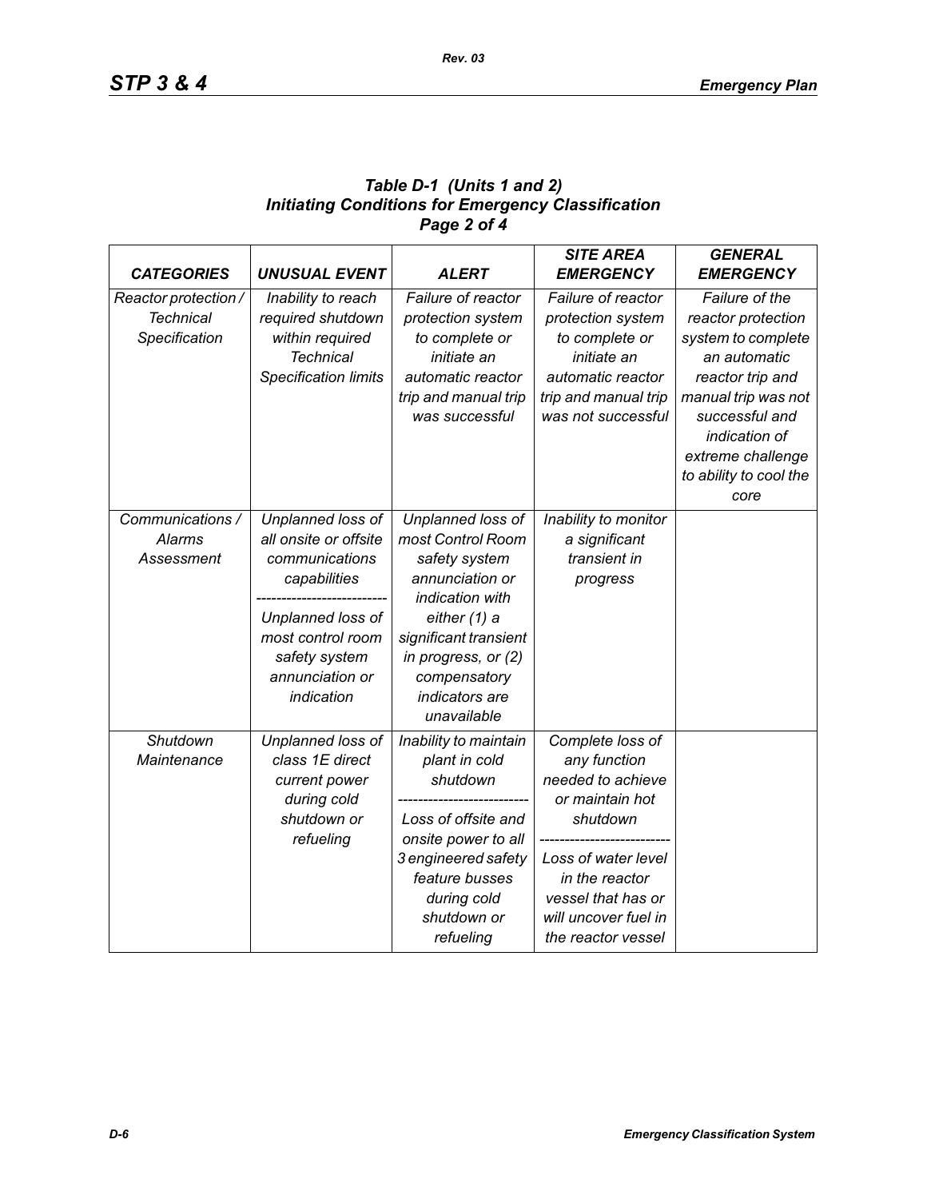### Table D-1 (Units 1 and 2)
### Initiating Conditions for Emergency Classification
### Page 2 of 4

| *CATEGORIES* | *UNUSUAL EVENT* | *ALERT* | *SITE AREA EMERGENCY* | *GENERAL EMERGENCY* |
|---|---|---|---|---|
| *Reactor protection / Technical Specification* | *Inability to reach required shutdown within required Technical Specification limits* | *Failure of reactor protection system to complete or initiate an automatic reactor trip and manual trip was successful* | *Failure of reactor protection system to complete or initiate an automatic reactor trip and manual trip was not successful* | *Failure of the reactor protection system to complete an automatic reactor trip and manual trip was not successful and indication of extreme challenge to ability to cool the core* |
| *Communications / Alarms Assessment* | *Unplanned loss of all onsite or offsite communications capabilities* <br> ------------------------- <br> *Unplanned loss of most control room safety system annunciation or indication* | *Unplanned loss of most Control Room safety system annunciation or indication with either (1) a significant transient in progress, or (2) compensatory indicators are unavailable* | *Inability to monitor a significant transient in progress* | |
| *Shutdown Maintenance* | *Unplanned loss of class 1E direct current power during cold shutdown or refueling* | *Inability to maintain plant in cold shutdown* <br> ------------------------- <br> *Loss of offsite and onsite power to all 3 engineered safety feature busses during cold shutdown or refueling* | *Complete loss of any function needed to achieve or maintain hot shutdown* <br> ------------------------- <br> *Loss of water level in the reactor vessel that has or will uncover fuel in the reactor vessel* | |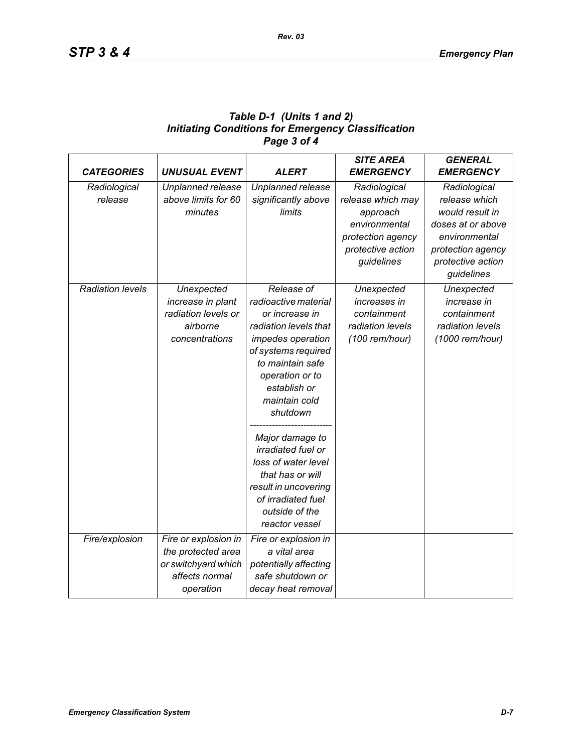*Table D-1 (Units 1 and 2)*
*Initiating Conditions for Emergency Classification*
*Page 3 of 4*

| *CATEGORIES* | *UNUSUAL EVENT* | *ALERT* | *SITE AREA EMERGENCY* | *GENERAL EMERGENCY* |
|---|---|---|---|---|
| *Radiological release* | *Unplanned release above limits for 60 minutes* | *Unplanned release significantly above limits* | *Radiological release which may approach environmental protection agency protective action guidelines* | *Radiological release which would result in doses at or above environmental protection agency protective action guidelines* |
| *Radiation levels* | *Unexpected increase in plant radiation levels or airborne concentrations* | *Release of radioactive material or increase in radiation levels that impedes operation of systems required to maintain safe operation or to establish or maintain cold shutdown* <br> ------------------------- <br> *Major damage to irradiated fuel or loss of water level that has or will result in uncovering of irradiated fuel outside of the reactor vessel* | *Unexpected increases in containment radiation levels (100 rem/hour)* | *Unexpected increase in containment radiation levels (1000 rem/hour)* |
| *Fire/explosion* | *Fire or explosion in the protected area or switchyard which affects normal operation* | *Fire or explosion in a vital area potentially affecting safe shutdown or decay heat removal* | | |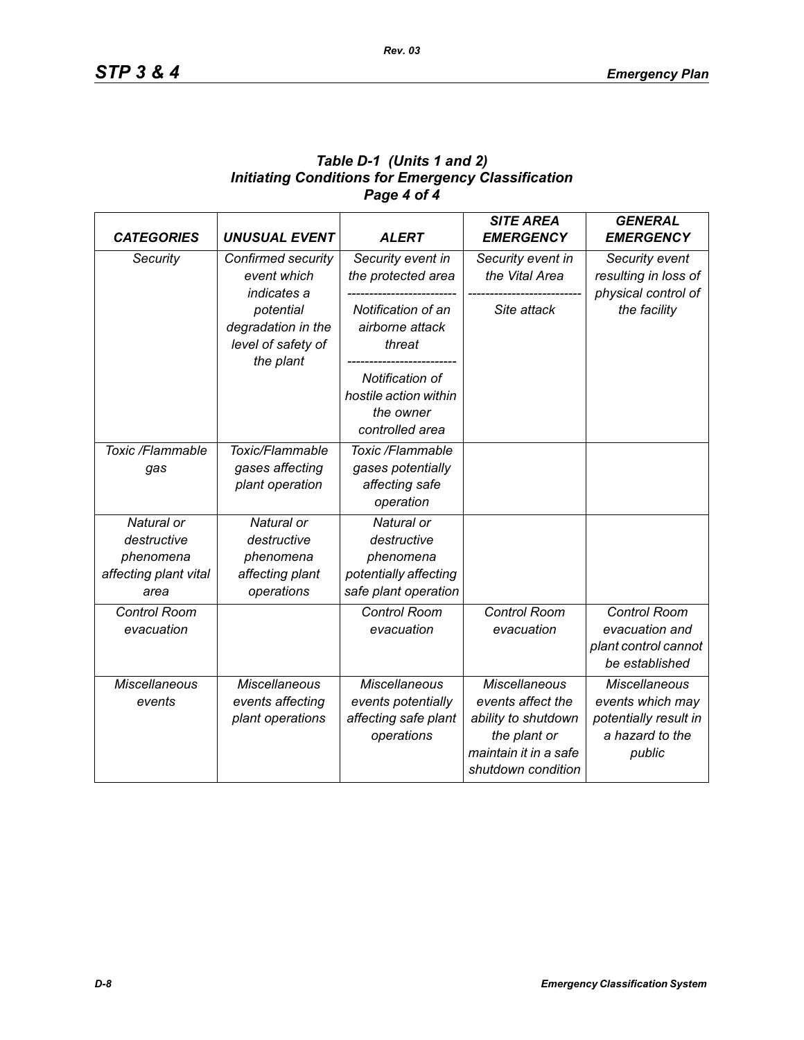### *Table D-1 (Units 1 and 2)*
### *Initiating Conditions for Emergency Classification*
### *Page 4 of 4*

| *CATEGORIES* | *UNUSUAL EVENT* | *ALERT* | *SITE AREA EMERGENCY* | *GENERAL EMERGENCY* |
|---|---|---|---|---|
| *Security* | *Confirmed security event which indicates a potential degradation in the level of safety of the plant* | *Security event in the protected area* <br> ------------------------- <br> *Notification of an airborne attack threat* <br> ------------------------- <br> *Notification of hostile action within the owner controlled area* | *Security event in the Vital Area* <br> ------------------------- <br> *Site attack* | *Security event resulting in loss of physical control of the facility* |
| *Toxic /Flammable gas* | *Toxic/Flammable gases affecting plant operation* | *Toxic /Flammable gases potentially affecting safe operation* | | |
| *Natural or destructive phenomena affecting plant vital area* | *Natural or destructive phenomena affecting plant operations* | *Natural or destructive phenomena potentially affecting safe plant operation* | | |
| *Control Room evacuation* | | *Control Room evacuation* | *Control Room evacuation* | *Control Room evacuation and plant control cannot be established* |
| *Miscellaneous events* | *Miscellaneous events affecting plant operations* | *Miscellaneous events potentially affecting safe plant operations* | *Miscellaneous events affect the ability to shutdown the plant or maintain it in a safe shutdown condition* | *Miscellaneous events which may potentially result in a hazard to the public* |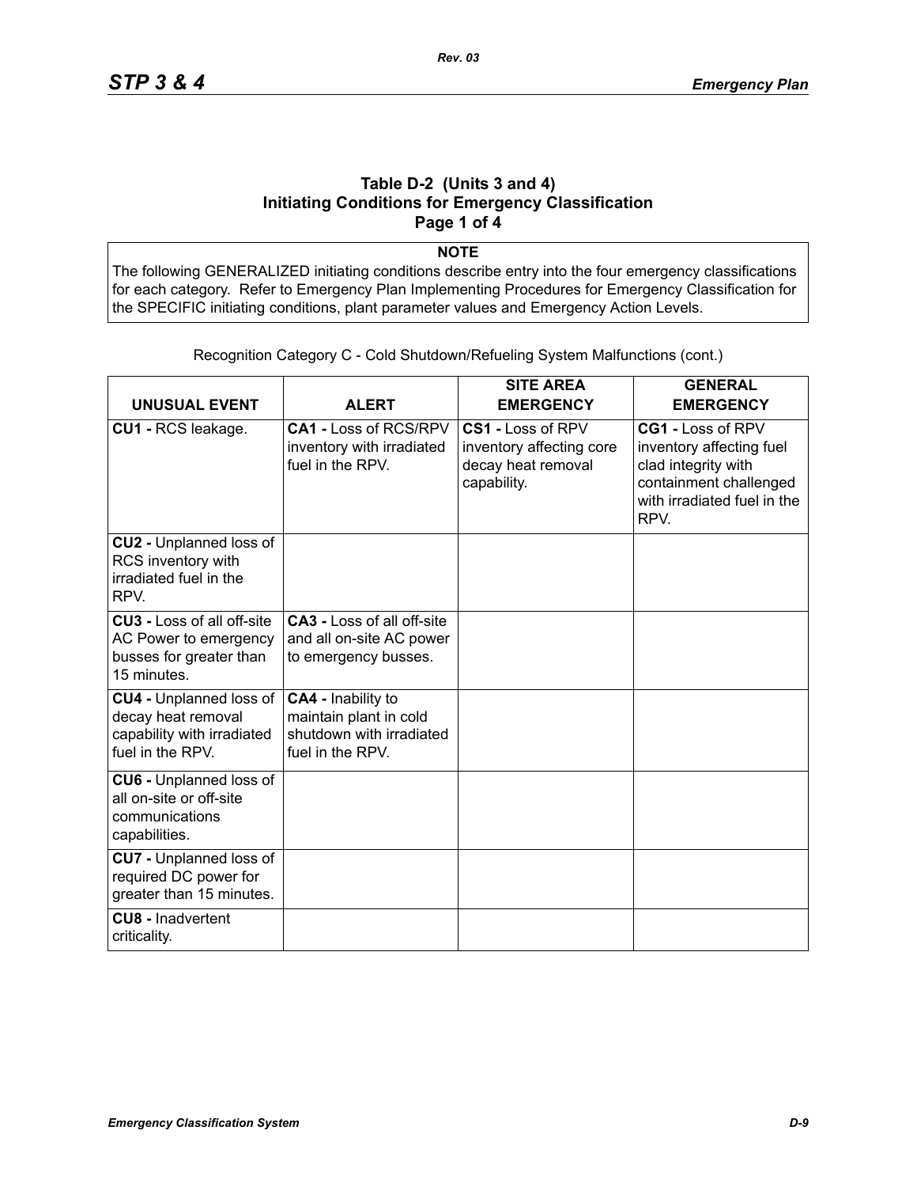## Table D-2 (Units 3 and 4)
## Initiating Conditions for Emergency Classification
## Page 1 of 4

**NOTE**

The following GENERALIZED initiating conditions describe entry into the four emergency classifications for each category. Refer to Emergency Plan Implementing Procedures for Emergency Classification for the SPECIFIC initiating conditions, plant parameter values and Emergency Action Levels.

Recognition Category C - Cold Shutdown/Refueling System Malfunctions (cont.)

| UNUSUAL EVENT | ALERT | SITE AREA EMERGENCY | GENERAL EMERGENCY |
|---|---|---|---|
| **CU1 -** RCS leakage. | **CA1 -** Loss of RCS/RPV inventory with irradiated fuel in the RPV. | **CS1 -** Loss of RPV inventory affecting core decay heat removal capability. | **CG1 -** Loss of RPV inventory affecting fuel clad integrity with containment challenged with irradiated fuel in the RPV. |
| **CU2 -** Unplanned loss of RCS inventory with irradiated fuel in the RPV. | | | |
| **CU3 -** Loss of all off-site AC Power to emergency busses for greater than 15 minutes. | **CA3 -** Loss of all off-site and all on-site AC power to emergency busses. | | |
| **CU4 -** Unplanned loss of decay heat removal capability with irradiated fuel in the RPV. | **CA4 -** Inability to maintain plant in cold shutdown with irradiated fuel in the RPV. | | |
| **CU6 -** Unplanned loss of all on-site or off-site communications capabilities. | | | |
| **CU7 -** Unplanned loss of required DC power for greater than 15 minutes. | | | |
| **CU8 -** Inadvertent criticality. | | | |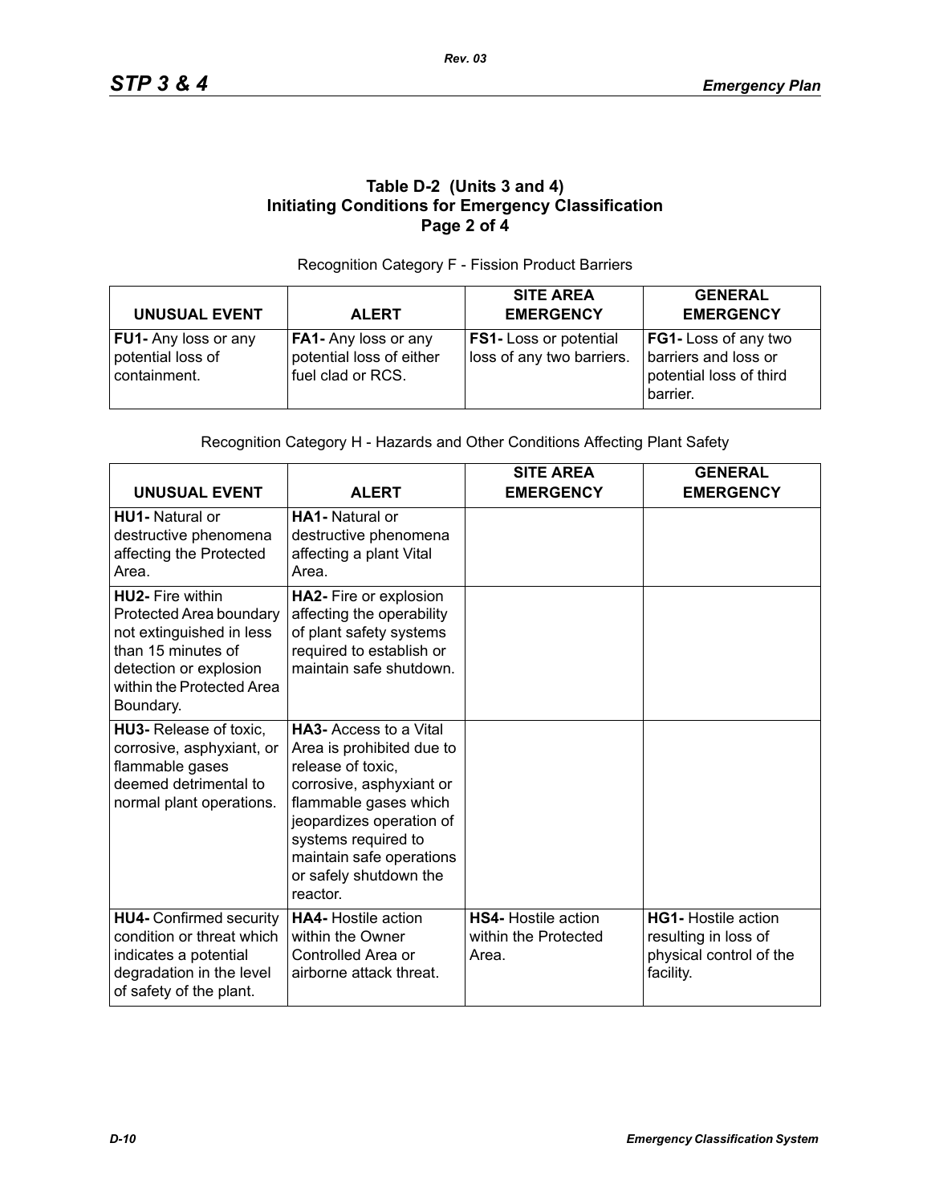## Table D-2 (Units 3 and 4) Initiating Conditions for Emergency Classification Page 2 of 4

Recognition Category F - Fission Product Barriers

| UNUSUAL EVENT | ALERT | SITE AREA EMERGENCY | GENERAL EMERGENCY |
|---|---|---|---|
| **FU1-** Any loss or any potential loss of containment. | **FA1-** Any loss or any potential loss of either fuel clad or RCS. | **FS1-** Loss or potential loss of any two barriers. | **FG1-** Loss of any two barriers and loss or potential loss of third barrier. |

Recognition Category H - Hazards and Other Conditions Affecting Plant Safety

| UNUSUAL EVENT | ALERT | SITE AREA EMERGENCY | GENERAL EMERGENCY |
|---|---|---|---|
| **HU1-** Natural or destructive phenomena affecting the Protected Area. | **HA1-** Natural or destructive phenomena affecting a plant Vital Area. | | |
| **HU2-** Fire within Protected Area boundary not extinguished in less than 15 minutes of detection or explosion within the Protected Area Boundary. | **HA2-** Fire or explosion affecting the operability of plant safety systems required to establish or maintain safe shutdown. | | |
| **HU3-** Release of toxic, corrosive, asphyxiant, or flammable gases deemed detrimental to normal plant operations. | **HA3-** Access to a Vital Area is prohibited due to release of toxic, corrosive, asphyxiant or flammable gases which jeopardizes operation of systems required to maintain safe operations or safely shutdown the reactor. | | |
| **HU4-** Confirmed security condition or threat which indicates a potential degradation in the level of safety of the plant. | **HA4-** Hostile action within the Owner Controlled Area or airborne attack threat. | **HS4-** Hostile action within the Protected Area. | **HG1-** Hostile action resulting in loss of physical control of the facility. |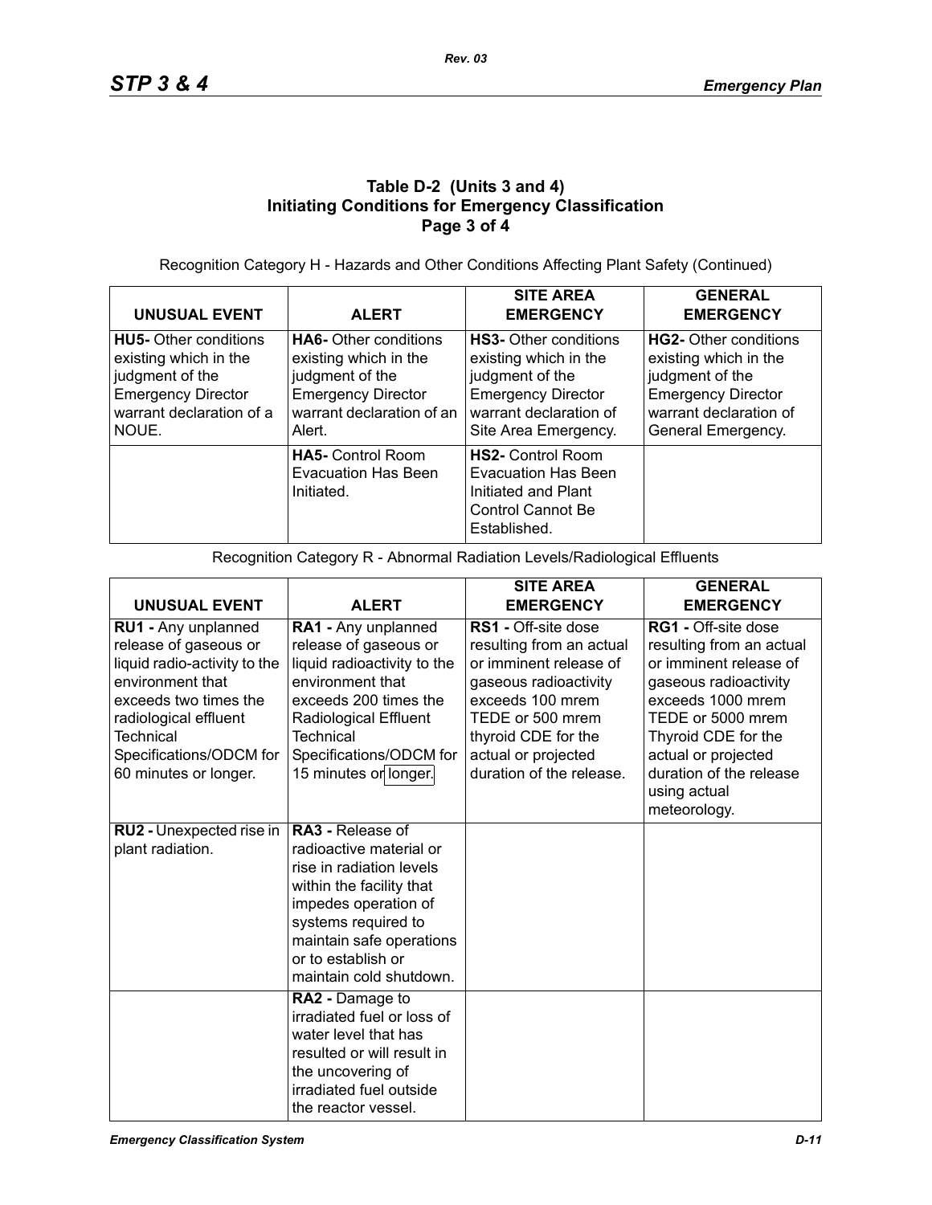### Table D-2 (Units 3 and 4)
### Initiating Conditions for Emergency Classification
### Page 3 of 4

Recognition Category H - Hazards and Other Conditions Affecting Plant Safety (Continued)

| UNUSUAL EVENT | ALERT | SITE AREA EMERGENCY | GENERAL EMERGENCY |
|---|---|---|---|
| **HU5-** Other conditions existing which in the judgment of the Emergency Director warrant declaration of a NOUE. | **HA6-** Other conditions existing which in the judgment of the Emergency Director warrant declaration of an Alert. | **HS3-** Other conditions existing which in the judgment of the Emergency Director warrant declaration of Site Area Emergency. | **HG2-** Other conditions existing which in the judgment of the Emergency Director warrant declaration of General Emergency. |
| | **HA5-** Control Room Evacuation Has Been Initiated. | **HS2-** Control Room Evacuation Has Been Initiated and Plant Control Cannot Be Established. | |

Recognition Category R - Abnormal Radiation Levels/Radiological Effluents

| UNUSUAL EVENT | ALERT | SITE AREA EMERGENCY | GENERAL EMERGENCY |
|---|---|---|---|
| **RU1 -** Any unplanned release of gaseous or liquid radio-activity to the environment that exceeds two times the radiological effluent Technical Specifications/ODCM for 60 minutes or longer. | **RA1 -** Any unplanned release of gaseous or liquid radioactivity to the environment that exceeds 200 times the Radiological Effluent Technical Specifications/ODCM for 15 minutes or longer. | **RS1 -** Off-site dose resulting from an actual or imminent release of gaseous radioactivity exceeds 100 mrem TEDE or 500 mrem thyroid CDE for the actual or projected duration of the release. | **RG1 -** Off-site dose resulting from an actual or imminent release of gaseous radioactivity exceeds 1000 mrem TEDE or 5000 mrem Thyroid CDE for the actual or projected duration of the release using actual meteorology. |
| **RU2 -** Unexpected rise in plant radiation. | **RA3 -** Release of radioactive material or rise in radiation levels within the facility that impedes operation of systems required to maintain safe operations or to establish or maintain cold shutdown. | | |
| | **RA2 -** Damage to irradiated fuel or loss of water level that has resulted or will result in the uncovering of irradiated fuel outside the reactor vessel. | | |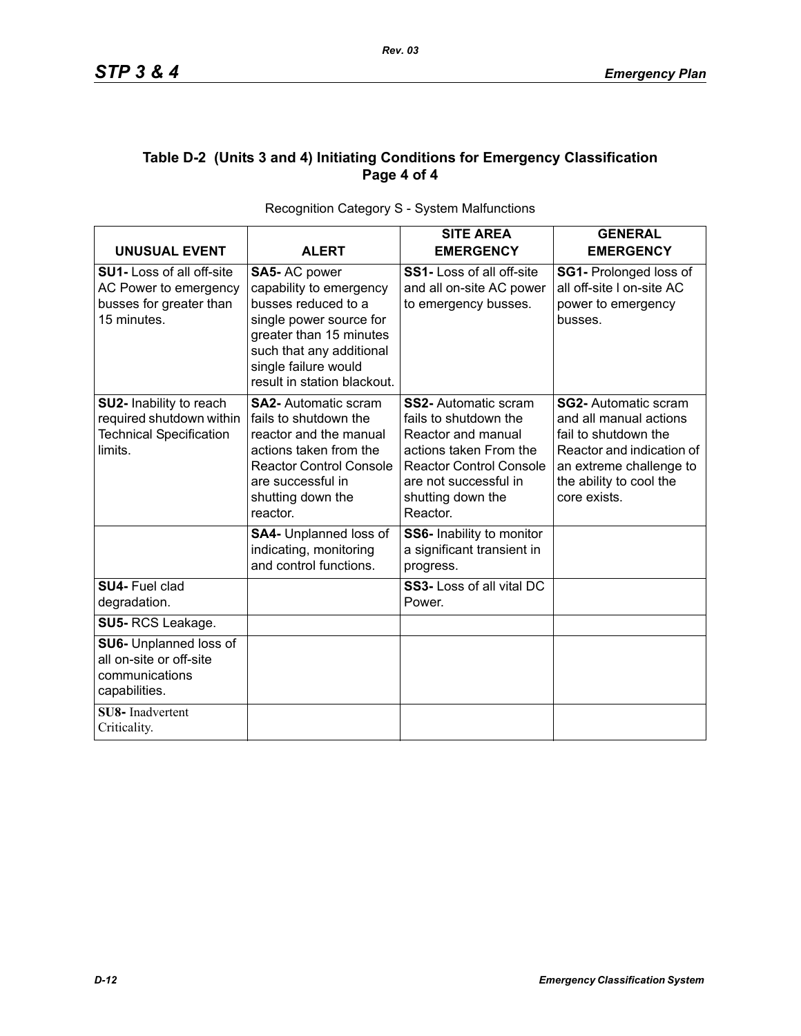## Table D-2 (Units 3 and 4) Initiating Conditions for Emergency Classification
## Page 4 of 4

Recognition Category S - System Malfunctions

| UNUSUAL EVENT | ALERT | SITE AREA EMERGENCY | GENERAL EMERGENCY |
|---|---|---|---|
| **SU1-** Loss of all off-site AC Power to emergency busses for greater than 15 minutes. | **SA5-** AC power capability to emergency busses reduced to a single power source for greater than 15 minutes such that any additional single failure would result in station blackout. | **SS1-** Loss of all off-site and all on-site AC power to emergency busses. | **SG1-** Prolonged loss of all off-site I on-site AC power to emergency busses. |
| **SU2-** Inability to reach required shutdown within Technical Specification limits. | **SA2-** Automatic scram fails to shutdown the reactor and the manual actions taken from the Reactor Control Console are successful in shutting down the reactor. | **SS2-** Automatic scram fails to shutdown the Reactor and manual actions taken From the Reactor Control Console are not successful in shutting down the Reactor. | **SG2-** Automatic scram and all manual actions fail to shutdown the Reactor and indication of an extreme challenge to the ability to cool the core exists. |
| | **SA4-** Unplanned loss of indicating, monitoring and control functions. | **SS6-** Inability to monitor a significant transient in progress. | |
| **SU4-** Fuel clad degradation. | | **SS3-** Loss of all vital DC Power. | |
| **SU5-** RCS Leakage. | | | |
| **SU6-** Unplanned loss of all on-site or off-site communications capabilities. | | | |
| **SU8-** Inadvertent Criticality. | | | |